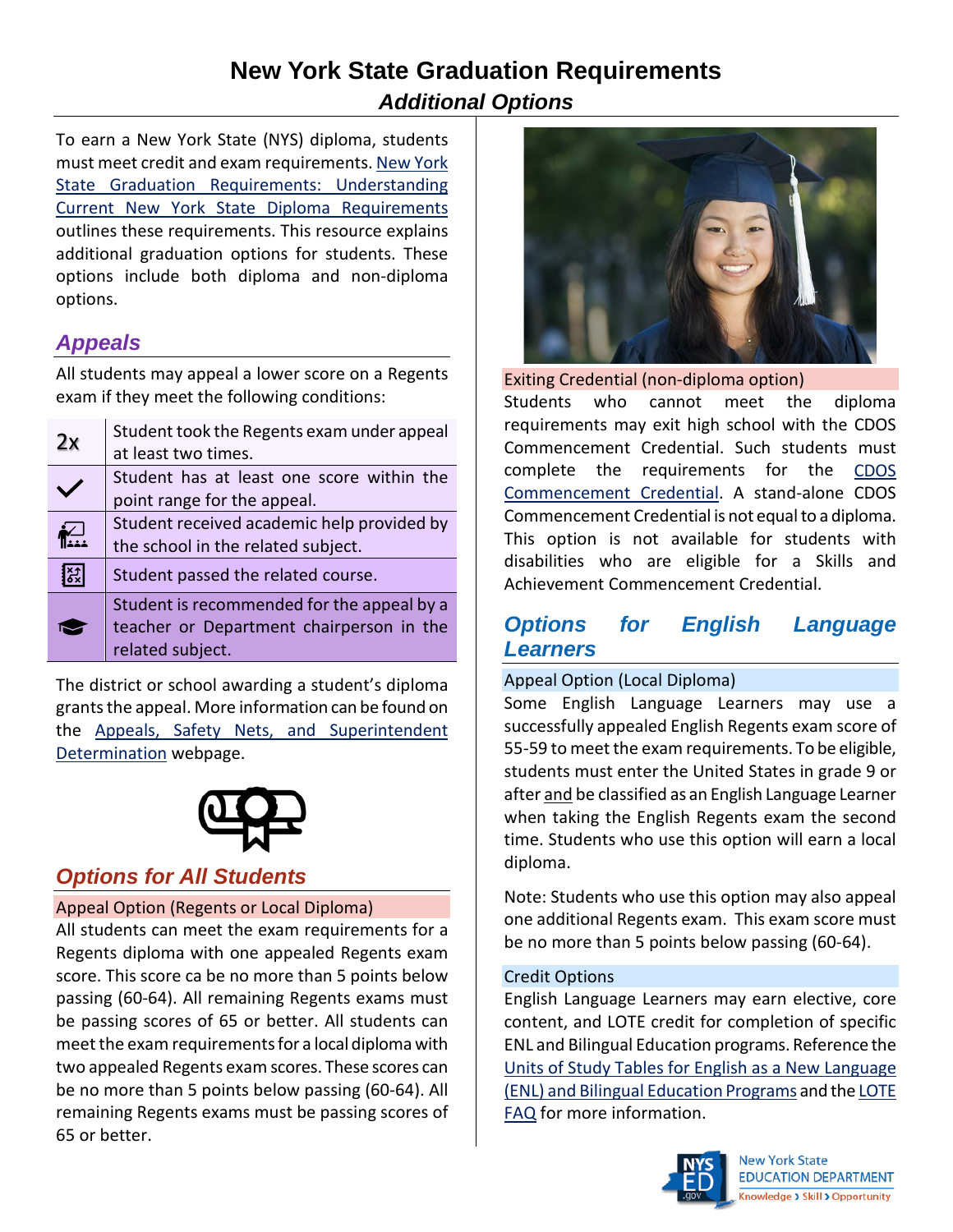# New York State Graduation Requirements

## *Additional Options*

To earn a New York State (NYS) diploma, students must meet credit and exam requirements. New York State Graduation Requirements: Understanding Current New York State Diploma Requirements outlines these requirements. This resource explains additional graduation options for students. These options include both diploma and non-diploma options.

## *Appeals*

All students may appeal a lower score on a Regents exam if they meet the following conditions:

| | |
|---|---|
| 2x | Student took the Regents exam under appeal at least two times. |
| ✓ | Student has at least one score within the point range for the appeal. |
| | Student received academic help provided by the school in the related subject. |
| | Student passed the related course. |
| | Student is recommended for the appeal by a teacher or Department chairperson in the related subject. |

The district or school awarding a student's diploma grants the appeal. More information can be found on the Appeals, Safety Nets, and Superintendent Determination webpage.

## *Options for All Students*

### Appeal Option (Regents or Local Diploma)

All students can meet the exam requirements for a Regents diploma with one appealed Regents exam score. This score ca be no more than 5 points below passing (60-64). All remaining Regents exams must be passing scores of 65 or better. All students can meet the exam requirements for a local diploma with two appealed Regents exam scores. These scores can be no more than 5 points below passing (60-64). All remaining Regents exams must be passing scores of 65 or better.

### Exiting Credential (non-diploma option)

Students who cannot meet the diploma requirements may exit high school with the CDOS Commencement Credential. Such students must complete the requirements for the CDOS Commencement Credential. A stand-alone CDOS Commencement Credential is not equal to a diploma. This option is not available for students with disabilities who are eligible for a Skills and Achievement Commencement Credential.

## *Options for English Language Learners*

### Appeal Option (Local Diploma)

Some English Language Learners may use a successfully appealed English Regents exam score of 55-59 to meet the exam requirements. To be eligible, students must enter the United States in grade 9 or after and be classified as an English Language Learner when taking the English Regents exam the second time. Students who use this option will earn a local diploma.

Note: Students who use this option may also appeal one additional Regents exam. This exam score must be no more than 5 points below passing (60-64).

### Credit Options

English Language Learners may earn elective, core content, and LOTE credit for completion of specific ENL and Bilingual Education programs. Reference the Units of Study Tables for English as a New Language (ENL) and Bilingual Education Programs and the LOTE FAQ for more information.

New York State EDUCATION DEPARTMENT
Knowledge › Skill › Opportunity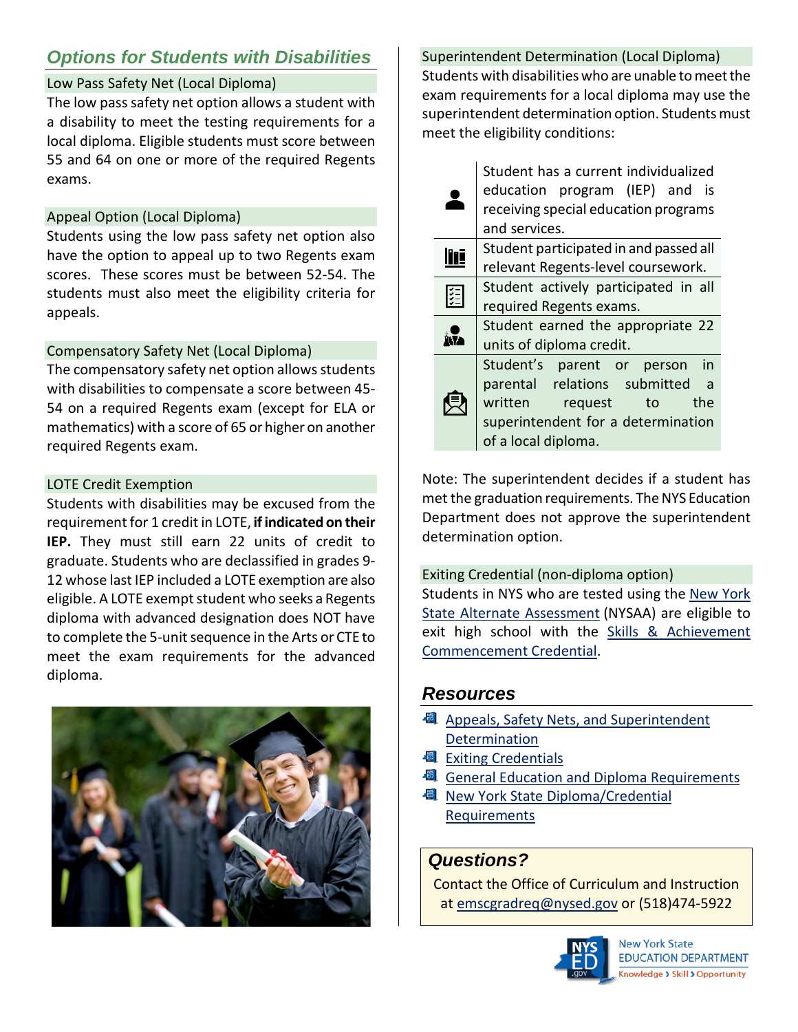## *Options for Students with Disabilities*

### Low Pass Safety Net (Local Diploma)

The low pass safety net option allows a student with a disability to meet the testing requirements for a local diploma. Eligible students must score between 55 and 64 on one or more of the required Regents exams.

### Appeal Option (Local Diploma)

Students using the low pass safety net option also have the option to appeal up to two Regents exam scores. These scores must be between 52-54. The students must also meet the eligibility criteria for appeals.

### Compensatory Safety Net (Local Diploma)

The compensatory safety net option allows students with disabilities to compensate a score between 45-54 on a required Regents exam (except for ELA or mathematics) with a score of 65 or higher on another required Regents exam.

### LOTE Credit Exemption

Students with disabilities may be excused from the requirement for 1 credit in LOTE, **if indicated on their IEP.** They must still earn 22 units of credit to graduate. Students who are declassified in grades 9-12 whose last IEP included a LOTE exemption are also eligible. A LOTE exempt student who seeks a Regents diploma with advanced designation does NOT have to complete the 5-unit sequence in the Arts or CTE to meet the exam requirements for the advanced diploma.

### Superintendent Determination (Local Diploma)

Students with disabilities who are unable to meet the exam requirements for a local diploma may use the superintendent determination option. Students must meet the eligibility conditions:

- Student has a current individualized education program (IEP) and is receiving special education programs and services.
- Student participated in and passed all relevant Regents-level coursework.
- Student actively participated in all required Regents exams.
- Student earned the appropriate 22 units of diploma credit.
- Student's parent or person in parental relations submitted a written request to the superintendent for a determination of a local diploma.

Note: The superintendent decides if a student has met the graduation requirements. The NYS Education Department does not approve the superintendent determination option.

### Exiting Credential (non-diploma option)

Students in NYS who are tested using the New York State Alternate Assessment (NYSAA) are eligible to exit high school with the Skills & Achievement Commencement Credential.

## *Resources*

- Appeals, Safety Nets, and Superintendent Determination
- Exiting Credentials
- General Education and Diploma Requirements
- New York State Diploma/Credential Requirements

## *Questions?*

Contact the Office of Curriculum and Instruction at emscgradreq@nysed.gov or (518)474-5922

New York State EDUCATION DEPARTMENT
Knowledge › Skill › Opportunity